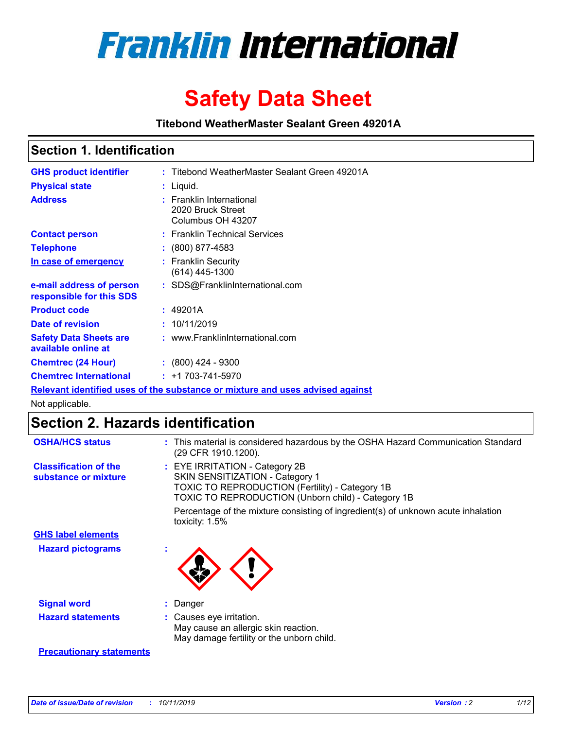# Franklin International

# Safety Data Sheet

**Titebond WeatherMaster Sealant Green 49201A**

## Section 1. Identification

| | | |
|---|---|---|
| **GHS product identifier** | : | Titebond WeatherMaster Sealant Green 49201A |
| **Physical state** | : | Liquid. |
| **Address** | : | Franklin International<br>2020 Bruck Street<br>Columbus OH 43207 |
| **Contact person** | : | Franklin Technical Services |
| **Telephone** | : | (800) 877-4583 |
| **In case of emergency** | : | Franklin Security<br>(614) 445-1300 |
| **e-mail address of person responsible for this SDS** | : | SDS@FranklinInternational.com |
| **Product code** | : | 49201A |
| **Date of revision** | : | 10/11/2019 |
| **Safety Data Sheets are available online at** | : | www.FranklinInternational.com |
| **Chemtrec (24 Hour)** | : | (800) 424 - 9300 |
| **Chemtrec International** | : | +1 703-741-5970 |

**Relevant identified uses of the substance or mixture and uses advised against**

Not applicable.

## Section 2. Hazards identification

| | | |
|---|---|---|
| **OSHA/HCS status** | : | This material is considered hazardous by the OSHA Hazard Communication Standard (29 CFR 1910.1200). |
| **Classification of the substance or mixture** | : | EYE IRRITATION - Category 2B<br>SKIN SENSITIZATION - Category 1<br>TOXIC TO REPRODUCTION (Fertility) - Category 1B<br>TOXIC TO REPRODUCTION (Unborn child) - Category 1B<br><br>Percentage of the mixture consisting of ingredient(s) of unknown acute inhalation toxicity: 1.5% |

**GHS label elements**

| | | |
|---|---|---|
| **Hazard pictograms** | : | |
| **Signal word** | : | Danger |
| **Hazard statements** | : | Causes eye irritation.<br>May cause an allergic skin reaction.<br>May damage fertility or the unborn child. |

**Precautionary statements**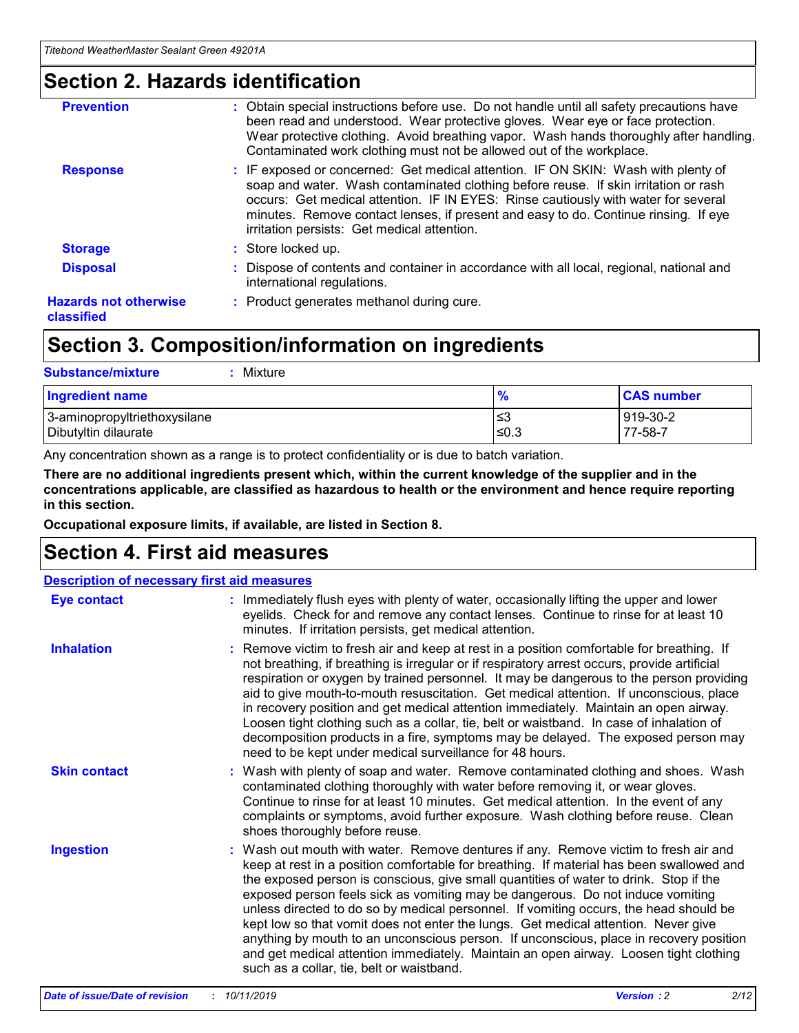## Section 2. Hazards identification

**Prevention** : Obtain special instructions before use. Do not handle until all safety precautions have been read and understood. Wear protective gloves. Wear eye or face protection. Wear protective clothing. Avoid breathing vapor. Wash hands thoroughly after handling. Contaminated work clothing must not be allowed out of the workplace.

**Response** : IF exposed or concerned: Get medical attention. IF ON SKIN: Wash with plenty of soap and water. Wash contaminated clothing before reuse. If skin irritation or rash occurs: Get medical attention. IF IN EYES: Rinse cautiously with water for several minutes. Remove contact lenses, if present and easy to do. Continue rinsing. If eye irritation persists: Get medical attention.

**Storage** : Store locked up.

**Disposal** : Dispose of contents and container in accordance with all local, regional, national and international regulations.

**Hazards not otherwise classified** : Product generates methanol during cure.

## Section 3. Composition/information on ingredients

**Substance/mixture** : Mixture

| Ingredient name | % | CAS number |
| --- | --- | --- |
| 3-aminopropyltriethoxysilane | ≤3 | 919-30-2 |
| Dibutyltin dilaurate | ≤0.3 | 77-58-7 |

Any concentration shown as a range is to protect confidentiality or is due to batch variation.

**There are no additional ingredients present which, within the current knowledge of the supplier and in the concentrations applicable, are classified as hazardous to health or the environment and hence require reporting in this section.**

**Occupational exposure limits, if available, are listed in Section 8.**

## Section 4. First aid measures

### Description of necessary first aid measures

**Eye contact** : Immediately flush eyes with plenty of water, occasionally lifting the upper and lower eyelids. Check for and remove any contact lenses. Continue to rinse for at least 10 minutes. If irritation persists, get medical attention.

**Inhalation** : Remove victim to fresh air and keep at rest in a position comfortable for breathing. If not breathing, if breathing is irregular or if respiratory arrest occurs, provide artificial respiration or oxygen by trained personnel. It may be dangerous to the person providing aid to give mouth-to-mouth resuscitation. Get medical attention. If unconscious, place in recovery position and get medical attention immediately. Maintain an open airway. Loosen tight clothing such as a collar, tie, belt or waistband. In case of inhalation of decomposition products in a fire, symptoms may be delayed. The exposed person may need to be kept under medical surveillance for 48 hours.

**Skin contact** : Wash with plenty of soap and water. Remove contaminated clothing and shoes. Wash contaminated clothing thoroughly with water before removing it, or wear gloves. Continue to rinse for at least 10 minutes. Get medical attention. In the event of any complaints or symptoms, avoid further exposure. Wash clothing before reuse. Clean shoes thoroughly before reuse.

**Ingestion** : Wash out mouth with water. Remove dentures if any. Remove victim to fresh air and keep at rest in a position comfortable for breathing. If material has been swallowed and the exposed person is conscious, give small quantities of water to drink. Stop if the exposed person feels sick as vomiting may be dangerous. Do not induce vomiting unless directed to do so by medical personnel. If vomiting occurs, the head should be kept low so that vomit does not enter the lungs. Get medical attention. Never give anything by mouth to an unconscious person. If unconscious, place in recovery position and get medical attention immediately. Maintain an open airway. Loosen tight clothing such as a collar, tie, belt or waistband.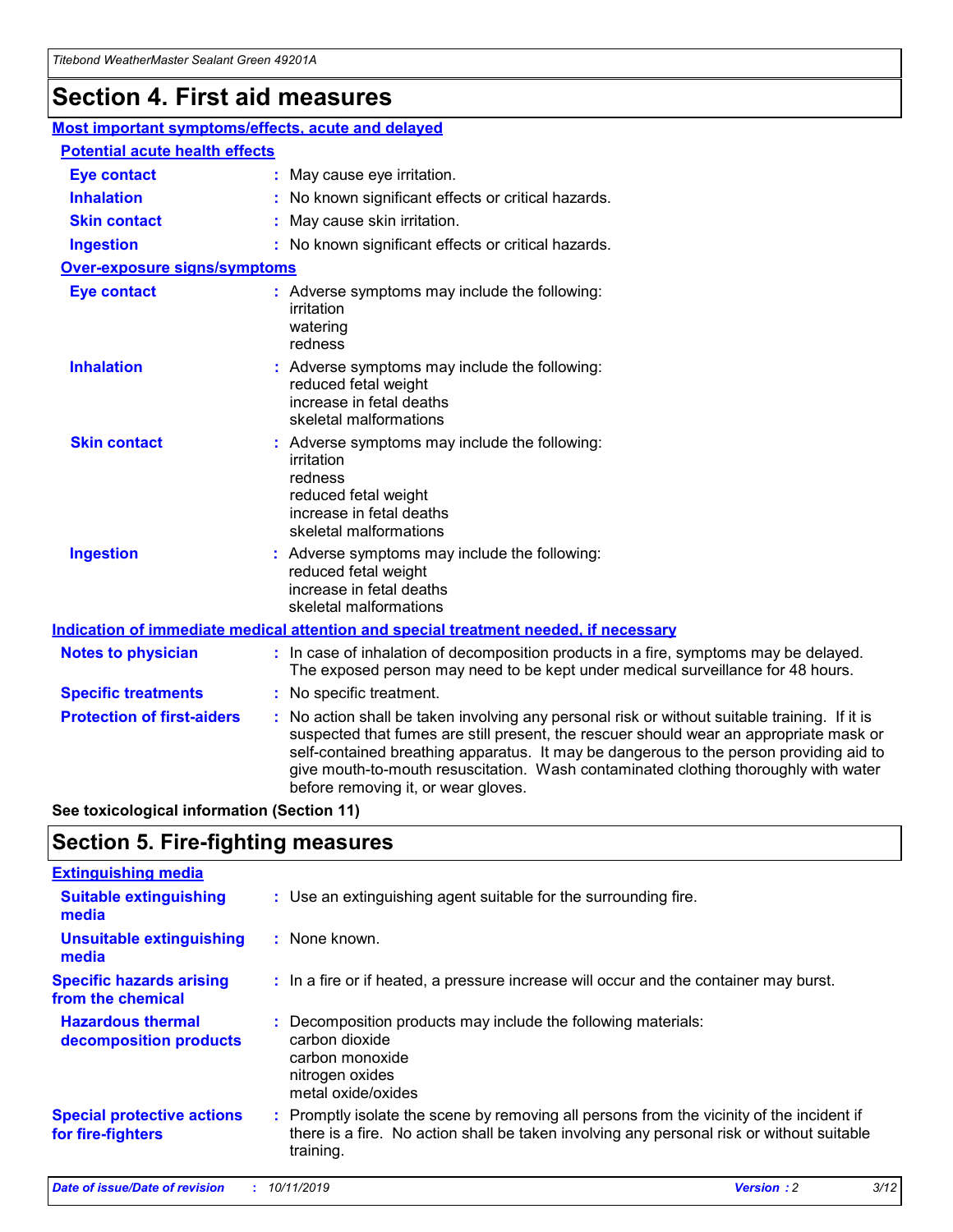# Section 4. First aid measures

## Most important symptoms/effects, acute and delayed

### Potential acute health effects

**Eye contact** : May cause eye irritation.

**Inhalation** : No known significant effects or critical hazards.

**Skin contact** : May cause skin irritation.

**Ingestion** : No known significant effects or critical hazards.

### Over-exposure signs/symptoms

**Eye contact** : Adverse symptoms may include the following:
irritation
watering
redness

**Inhalation** : Adverse symptoms may include the following:
reduced fetal weight
increase in fetal deaths
skeletal malformations

**Skin contact** : Adverse symptoms may include the following:
irritation
redness
reduced fetal weight
increase in fetal deaths
skeletal malformations

**Ingestion** : Adverse symptoms may include the following:
reduced fetal weight
increase in fetal deaths
skeletal malformations

## Indication of immediate medical attention and special treatment needed, if necessary

**Notes to physician** : In case of inhalation of decomposition products in a fire, symptoms may be delayed. The exposed person may need to be kept under medical surveillance for 48 hours.

**Specific treatments** : No specific treatment.

**Protection of first-aiders** : No action shall be taken involving any personal risk or without suitable training. If it is suspected that fumes are still present, the rescuer should wear an appropriate mask or self-contained breathing apparatus. It may be dangerous to the person providing aid to give mouth-to-mouth resuscitation. Wash contaminated clothing thoroughly with water before removing it, or wear gloves.

**See toxicological information (Section 11)**

# Section 5. Fire-fighting measures

## Extinguishing media

**Suitable extinguishing media** : Use an extinguishing agent suitable for the surrounding fire.

**Unsuitable extinguishing media** : None known.

**Specific hazards arising from the chemical** : In a fire or if heated, a pressure increase will occur and the container may burst.

**Hazardous thermal decomposition products** : Decomposition products may include the following materials:
carbon dioxide
carbon monoxide
nitrogen oxides
metal oxide/oxides

**Special protective actions for fire-fighters** : Promptly isolate the scene by removing all persons from the vicinity of the incident if there is a fire. No action shall be taken involving any personal risk or without suitable training.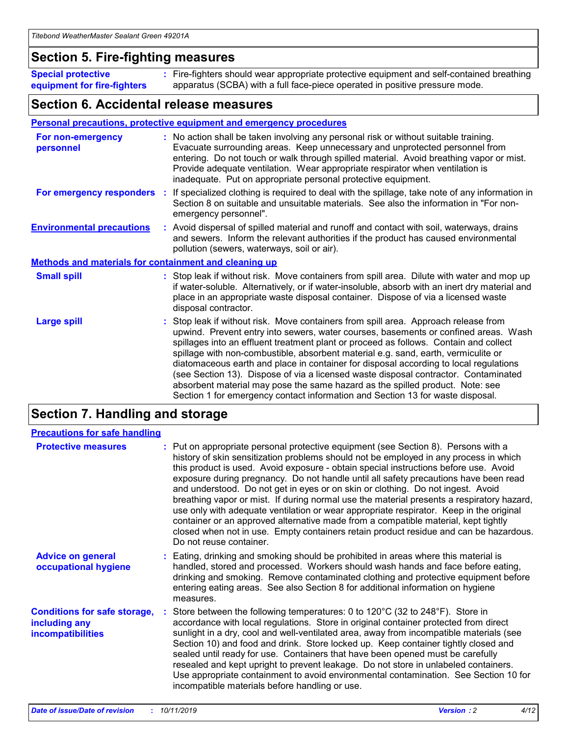## Section 5. Fire-fighting measures

**Special protective equipment for fire-fighters** : Fire-fighters should wear appropriate protective equipment and self-contained breathing apparatus (SCBA) with a full face-piece operated in positive pressure mode.

## Section 6. Accidental release measures

### Personal precautions, protective equipment and emergency procedures

**For non-emergency personnel** : No action shall be taken involving any personal risk or without suitable training. Evacuate surrounding areas. Keep unnecessary and unprotected personnel from entering. Do not touch or walk through spilled material. Avoid breathing vapor or mist. Provide adequate ventilation. Wear appropriate respirator when ventilation is inadequate. Put on appropriate personal protective equipment.

**For emergency responders** : If specialized clothing is required to deal with the spillage, take note of any information in Section 8 on suitable and unsuitable materials. See also the information in "For non-emergency personnel".

**Environmental precautions** : Avoid dispersal of spilled material and runoff and contact with soil, waterways, drains and sewers. Inform the relevant authorities if the product has caused environmental pollution (sewers, waterways, soil or air).

### Methods and materials for containment and cleaning up

**Small spill** : Stop leak if without risk. Move containers from spill area. Dilute with water and mop up if water-soluble. Alternatively, or if water-insoluble, absorb with an inert dry material and place in an appropriate waste disposal container. Dispose of via a licensed waste disposal contractor.

**Large spill** : Stop leak if without risk. Move containers from spill area. Approach release from upwind. Prevent entry into sewers, water courses, basements or confined areas. Wash spillages into an effluent treatment plant or proceed as follows. Contain and collect spillage with non-combustible, absorbent material e.g. sand, earth, vermiculite or diatomaceous earth and place in container for disposal according to local regulations (see Section 13). Dispose of via a licensed waste disposal contractor. Contaminated absorbent material may pose the same hazard as the spilled product. Note: see Section 1 for emergency contact information and Section 13 for waste disposal.

## Section 7. Handling and storage

### Precautions for safe handling

**Protective measures** : Put on appropriate personal protective equipment (see Section 8). Persons with a history of skin sensitization problems should not be employed in any process in which this product is used. Avoid exposure - obtain special instructions before use. Avoid exposure during pregnancy. Do not handle until all safety precautions have been read and understood. Do not get in eyes or on skin or clothing. Do not ingest. Avoid breathing vapor or mist. If during normal use the material presents a respiratory hazard, use only with adequate ventilation or wear appropriate respirator. Keep in the original container or an approved alternative made from a compatible material, kept tightly closed when not in use. Empty containers retain product residue and can be hazardous. Do not reuse container.

**Advice on general occupational hygiene** : Eating, drinking and smoking should be prohibited in areas where this material is handled, stored and processed. Workers should wash hands and face before eating, drinking and smoking. Remove contaminated clothing and protective equipment before entering eating areas. See also Section 8 for additional information on hygiene measures.

**Conditions for safe storage, including any incompatibilities** : Store between the following temperatures: 0 to 120°C (32 to 248°F). Store in accordance with local regulations. Store in original container protected from direct sunlight in a dry, cool and well-ventilated area, away from incompatible materials (see Section 10) and food and drink. Store locked up. Keep container tightly closed and sealed until ready for use. Containers that have been opened must be carefully resealed and kept upright to prevent leakage. Do not store in unlabeled containers. Use appropriate containment to avoid environmental contamination. See Section 10 for incompatible materials before handling or use.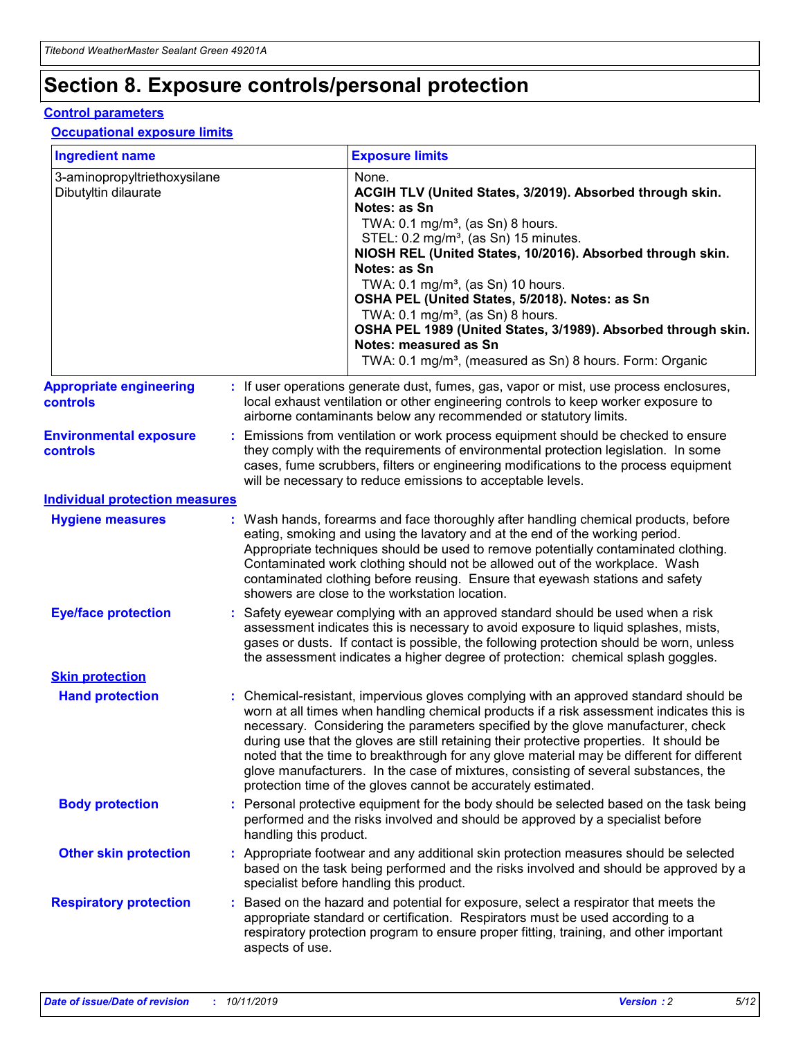# Section 8. Exposure controls/personal protection

## Control parameters

### Occupational exposure limits

| Ingredient name | Exposure limits |
| --- | --- |
| 3-aminopropyltriethoxysilane<br>Dibutyltin dilaurate | None.<br>**ACGIH TLV (United States, 3/2019). Absorbed through skin. Notes: as Sn**<br>TWA: 0.1 mg/m³, (as Sn) 8 hours.<br>STEL: 0.2 mg/m³, (as Sn) 15 minutes.<br>**NIOSH REL (United States, 10/2016). Absorbed through skin. Notes: as Sn**<br>TWA: 0.1 mg/m³, (as Sn) 10 hours.<br>**OSHA PEL (United States, 5/2018). Notes: as Sn**<br>TWA: 0.1 mg/m³, (as Sn) 8 hours.<br>**OSHA PEL 1989 (United States, 3/1989). Absorbed through skin. Notes: measured as Sn**<br>TWA: 0.1 mg/m³, (measured as Sn) 8 hours. Form: Organic |

**Appropriate engineering controls** : If user operations generate dust, fumes, gas, vapor or mist, use process enclosures, local exhaust ventilation or other engineering controls to keep worker exposure to airborne contaminants below any recommended or statutory limits.

**Environmental exposure controls** : Emissions from ventilation or work process equipment should be checked to ensure they comply with the requirements of environmental protection legislation. In some cases, fume scrubbers, filters or engineering modifications to the process equipment will be necessary to reduce emissions to acceptable levels.

## Individual protection measures

**Hygiene measures** : Wash hands, forearms and face thoroughly after handling chemical products, before eating, smoking and using the lavatory and at the end of the working period. Appropriate techniques should be used to remove potentially contaminated clothing. Contaminated work clothing should not be allowed out of the workplace. Wash contaminated clothing before reusing. Ensure that eyewash stations and safety showers are close to the workstation location.

**Eye/face protection** : Safety eyewear complying with an approved standard should be used when a risk assessment indicates this is necessary to avoid exposure to liquid splashes, mists, gases or dusts. If contact is possible, the following protection should be worn, unless the assessment indicates a higher degree of protection: chemical splash goggles.

### Skin protection

**Hand protection** : Chemical-resistant, impervious gloves complying with an approved standard should be worn at all times when handling chemical products if a risk assessment indicates this is necessary. Considering the parameters specified by the glove manufacturer, check during use that the gloves are still retaining their protective properties. It should be noted that the time to breakthrough for any glove material may be different for different glove manufacturers. In the case of mixtures, consisting of several substances, the protection time of the gloves cannot be accurately estimated.

**Body protection** : Personal protective equipment for the body should be selected based on the task being performed and the risks involved and should be approved by a specialist before handling this product.

**Other skin protection** : Appropriate footwear and any additional skin protection measures should be selected based on the task being performed and the risks involved and should be approved by a specialist before handling this product.

**Respiratory protection** : Based on the hazard and potential for exposure, select a respirator that meets the appropriate standard or certification. Respirators must be used according to a respiratory protection program to ensure proper fitting, training, and other important aspects of use.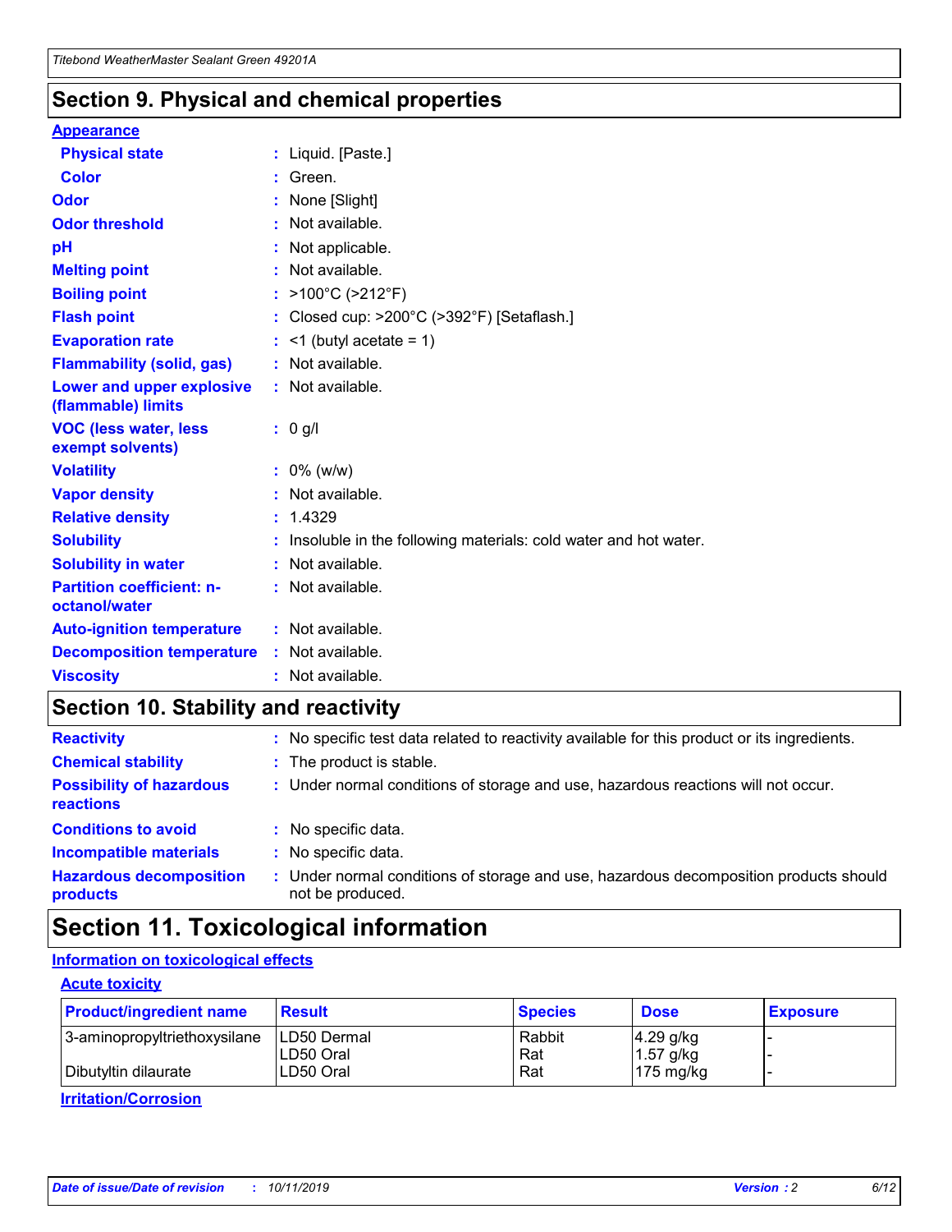## Section 9. Physical and chemical properties

### Appearance

| | |
|---|---|
| **Physical state** | : Liquid. [Paste.] |
| **Color** | : Green. |
| **Odor** | : None [Slight] |
| **Odor threshold** | : Not available. |
| **pH** | : Not applicable. |
| **Melting point** | : Not available. |
| **Boiling point** | : >100°C (>212°F) |
| **Flash point** | : Closed cup: >200°C (>392°F) [Setaflash.] |
| **Evaporation rate** | : <1 (butyl acetate = 1) |
| **Flammability (solid, gas)** | : Not available. |
| **Lower and upper explosive (flammable) limits** | : Not available. |
| **VOC (less water, less exempt solvents)** | : 0 g/l |
| **Volatility** | : 0% (w/w) |
| **Vapor density** | : Not available. |
| **Relative density** | : 1.4329 |
| **Solubility** | : Insoluble in the following materials: cold water and hot water. |
| **Solubility in water** | : Not available. |
| **Partition coefficient: n-octanol/water** | : Not available. |
| **Auto-ignition temperature** | : Not available. |
| **Decomposition temperature** | : Not available. |
| **Viscosity** | : Not available. |

## Section 10. Stability and reactivity

| | |
|---|---|
| **Reactivity** | : No specific test data related to reactivity available for this product or its ingredients. |
| **Chemical stability** | : The product is stable. |
| **Possibility of hazardous reactions** | : Under normal conditions of storage and use, hazardous reactions will not occur. |
| **Conditions to avoid** | : No specific data. |
| **Incompatible materials** | : No specific data. |
| **Hazardous decomposition products** | : Under normal conditions of storage and use, hazardous decomposition products should not be produced. |

## Section 11. Toxicological information

### Information on toxicological effects

#### Acute toxicity

| Product/ingredient name | Result | Species | Dose | Exposure |
|---|---|---|---|---|
| 3-aminopropyltriethoxysilane | LD50 Dermal | Rabbit | 4.29 g/kg | - |
| | LD50 Oral | Rat | 1.57 g/kg | - |
| Dibutyltin dilaurate | LD50 Oral | Rat | 175 mg/kg | - |

#### Irritation/Corrosion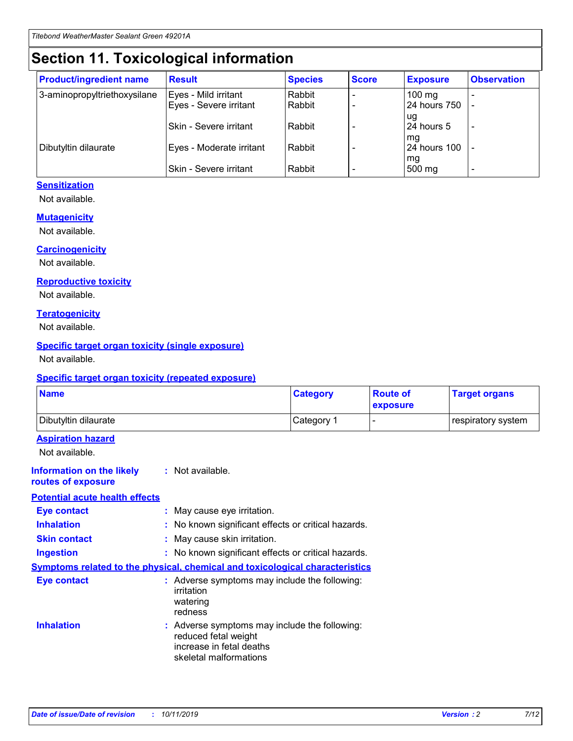# Section 11. Toxicological information

| Product/ingredient name | Result | Species | Score | Exposure | Observation |
| --- | --- | --- | --- | --- | --- |
| 3-aminopropyltriethoxysilane | Eyes - Mild irritant | Rabbit | - | 100 mg | - |
| | Eyes - Severe irritant | Rabbit | - | 24 hours 750 ug | - |
| | Skin - Severe irritant | Rabbit | - | 24 hours 5 mg | - |
| Dibutyltin dilaurate | Eyes - Moderate irritant | Rabbit | - | 24 hours 100 mg | - |
| | Skin - Severe irritant | Rabbit | - | 500 mg | - |

**Sensitization**

Not available.

**Mutagenicity**

Not available.

**Carcinogenicity**

Not available.

**Reproductive toxicity**

Not available.

**Teratogenicity**

Not available.

**Specific target organ toxicity (single exposure)**

Not available.

**Specific target organ toxicity (repeated exposure)**

| Name | Category | Route of exposure | Target organs |
| --- | --- | --- | --- |
| Dibutyltin dilaurate | Category 1 | - | respiratory system |

**Aspiration hazard**

Not available.

**Information on the likely routes of exposure** : Not available.

**Potential acute health effects**

**Eye contact** : May cause eye irritation.

**Inhalation** : No known significant effects or critical hazards.

**Skin contact** : May cause skin irritation.

**Ingestion** : No known significant effects or critical hazards.

**Symptoms related to the physical, chemical and toxicological characteristics**

**Eye contact** : Adverse symptoms may include the following:
irritation
watering
redness

**Inhalation** : Adverse symptoms may include the following:
reduced fetal weight
increase in fetal deaths
skeletal malformations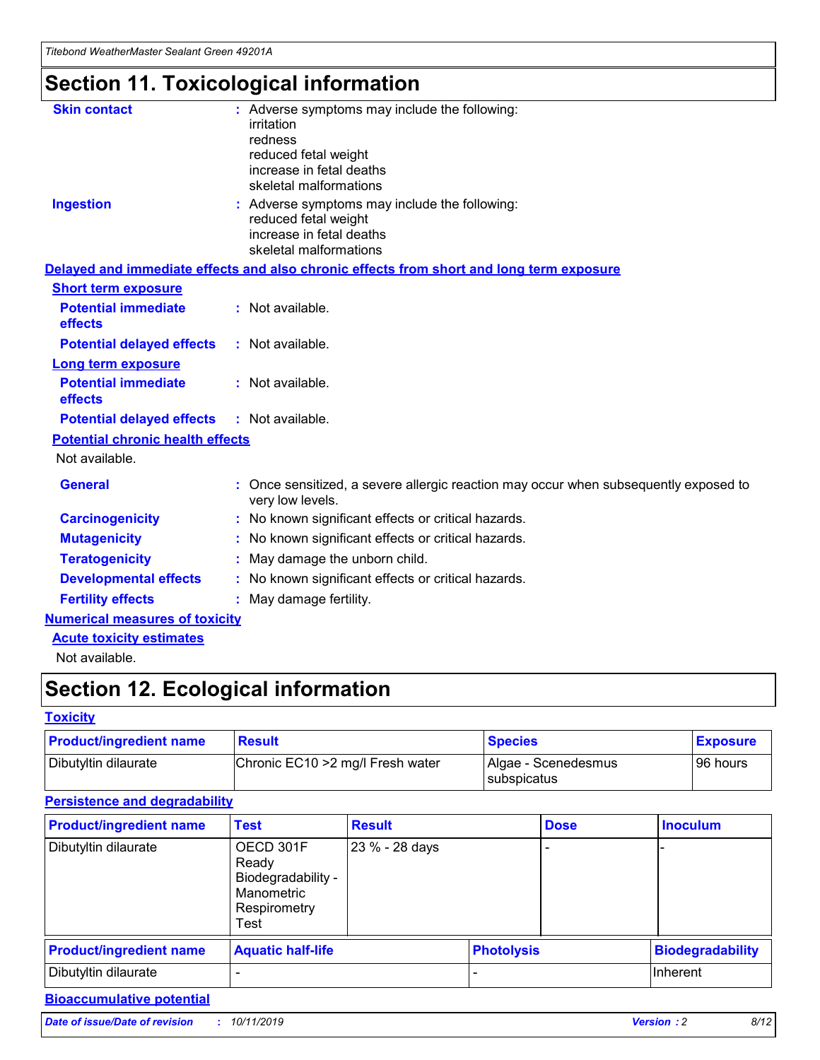# Section 11. Toxicological information

**Skin contact** : Adverse symptoms may include the following:
irritation
redness
reduced fetal weight
increase in fetal deaths
skeletal malformations

**Ingestion** : Adverse symptoms may include the following:
reduced fetal weight
increase in fetal deaths
skeletal malformations

## Delayed and immediate effects and also chronic effects from short and long term exposure

### Short term exposure

**Potential immediate effects** : Not available.

**Potential delayed effects** : Not available.

### Long term exposure

**Potential immediate effects** : Not available.

**Potential delayed effects** : Not available.

### Potential chronic health effects

Not available.

**General** : Once sensitized, a severe allergic reaction may occur when subsequently exposed to very low levels.

**Carcinogenicity** : No known significant effects or critical hazards.

**Mutagenicity** : No known significant effects or critical hazards.

**Teratogenicity** : May damage the unborn child.

**Developmental effects** : No known significant effects or critical hazards.

**Fertility effects** : May damage fertility.

## Numerical measures of toxicity

### Acute toxicity estimates

Not available.

# Section 12. Ecological information

## Toxicity

| Product/ingredient name | Result | Species | Exposure |
|---|---|---|---|
| Dibutyltin dilaurate | Chronic EC10 >2 mg/l Fresh water | Algae - Scenedesmus subspicatus | 96 hours |

## Persistence and degradability

| Product/ingredient name | Test | Result | Dose | Inoculum |
|---|---|---|---|---|
| Dibutyltin dilaurate | OECD 301F Ready Biodegradability - Manometric Respirometry Test | 23 % - 28 days | - | - |

| Product/ingredient name | Aquatic half-life | Photolysis | Biodegradability |
|---|---|---|---|
| Dibutyltin dilaurate | - | - | Inherent |

## Bioaccumulative potential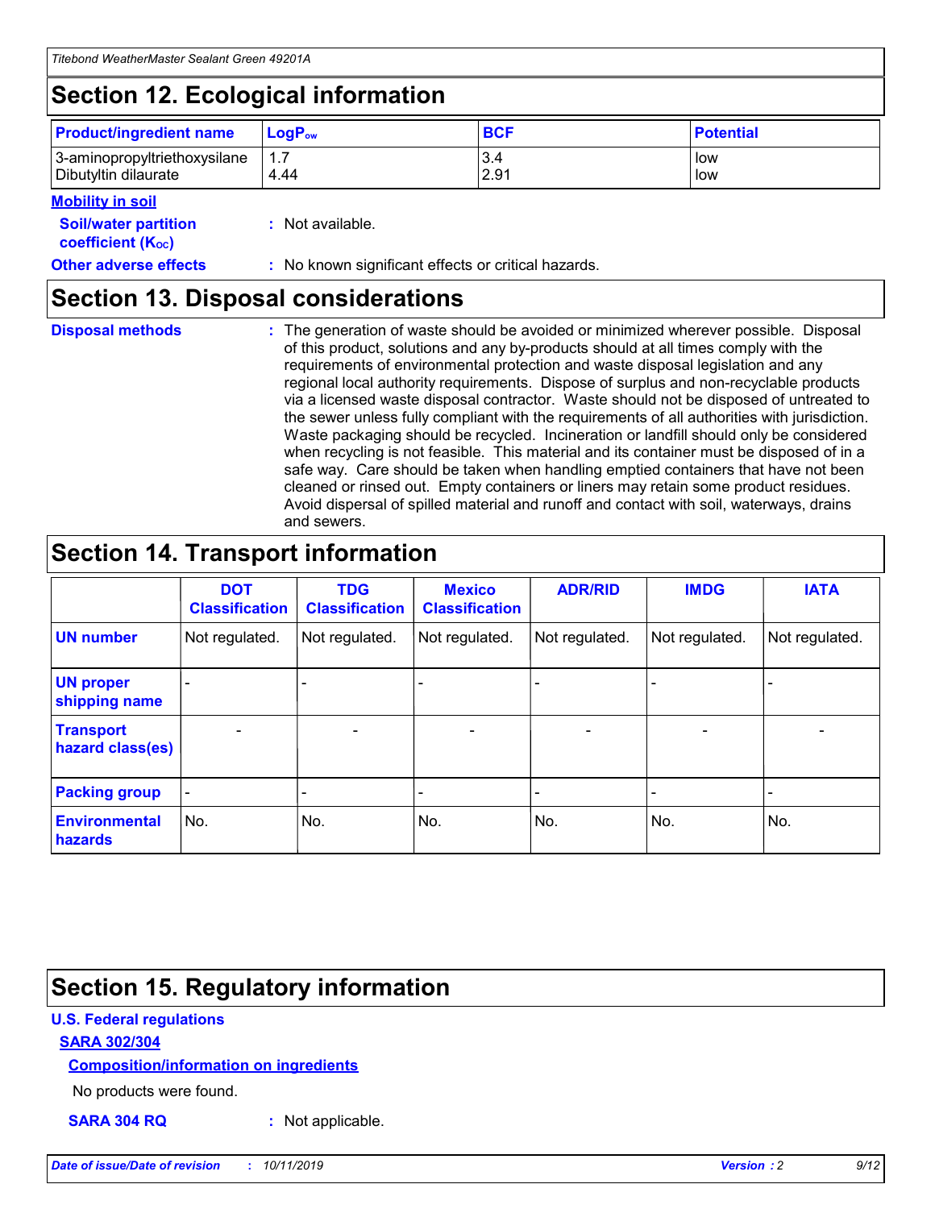## Section 12. Ecological information

| Product/ingredient name | $LogP_{ow}$ | BCF | Potential |
|---|---|---|---|
| 3-aminopropyltriethoxysilane | 1.7 | 3.4 | low |
| Dibutyltin dilaurate | 4.44 | 2.91 | low |

**Mobility in soil**

**Soil/water partition coefficient ($K_{OC}$)** : Not available.

**Other adverse effects** : No known significant effects or critical hazards.

## Section 13. Disposal considerations

**Disposal methods** : The generation of waste should be avoided or minimized wherever possible. Disposal of this product, solutions and any by-products should at all times comply with the requirements of environmental protection and waste disposal legislation and any regional local authority requirements. Dispose of surplus and non-recyclable products via a licensed waste disposal contractor. Waste should not be disposed of untreated to the sewer unless fully compliant with the requirements of all authorities with jurisdiction. Waste packaging should be recycled. Incineration or landfill should only be considered when recycling is not feasible. This material and its container must be disposed of in a safe way. Care should be taken when handling emptied containers that have not been cleaned or rinsed out. Empty containers or liners may retain some product residues. Avoid dispersal of spilled material and runoff and contact with soil, waterways, drains and sewers.

## Section 14. Transport information

| | DOT Classification | TDG Classification | Mexico Classification | ADR/RID | IMDG | IATA |
|---|---|---|---|---|---|---|
| UN number | Not regulated. | Not regulated. | Not regulated. | Not regulated. | Not regulated. | Not regulated. |
| UN proper shipping name | - | - | - | - | - | - |
| Transport hazard class(es) | - | - | - | - | - | - |
| Packing group | - | - | - | - | - | - |
| Environmental hazards | No. | No. | No. | No. | No. | No. |

## Section 15. Regulatory information

**U.S. Federal regulations**

**SARA 302/304**

**Composition/information on ingredients**

No products were found.

**SARA 304 RQ** : Not applicable.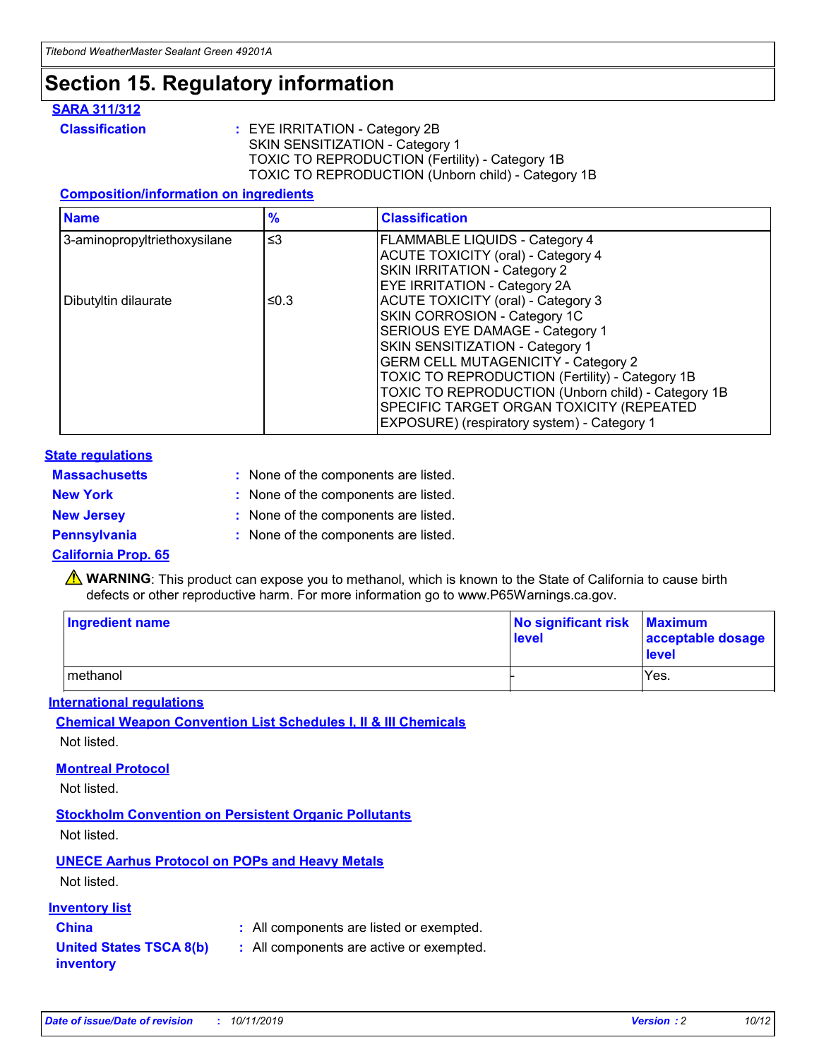# Section 15. Regulatory information

**SARA 311/312**

**Classification** : EYE IRRITATION - Category 2B
SKIN SENSITIZATION - Category 1
TOXIC TO REPRODUCTION (Fertility) - Category 1B
TOXIC TO REPRODUCTION (Unborn child) - Category 1B

**Composition/information on ingredients**

| Name | % | Classification |
|---|---|---|
| 3-aminopropyltriethoxysilane | ≤3 | FLAMMABLE LIQUIDS - Category 4<br>ACUTE TOXICITY (oral) - Category 4<br>SKIN IRRITATION - Category 2<br>EYE IRRITATION - Category 2A |
| Dibutyltin dilaurate | ≤0.3 | ACUTE TOXICITY (oral) - Category 3<br>SKIN CORROSION - Category 1C<br>SERIOUS EYE DAMAGE - Category 1<br>SKIN SENSITIZATION - Category 1<br>GERM CELL MUTAGENICITY - Category 2<br>TOXIC TO REPRODUCTION (Fertility) - Category 1B<br>TOXIC TO REPRODUCTION (Unborn child) - Category 1B<br>SPECIFIC TARGET ORGAN TOXICITY (REPEATED EXPOSURE) (respiratory system) - Category 1 |

**State regulations**

**Massachusetts** : None of the components are listed.

**New York** : None of the components are listed.

**New Jersey** : None of the components are listed.

**Pennsylvania** : None of the components are listed.

**California Prop. 65**

⚠ **WARNING**: This product can expose you to methanol, which is known to the State of California to cause birth defects or other reproductive harm. For more information go to www.P65Warnings.ca.gov.

| Ingredient name | No significant risk level | Maximum acceptable dosage level |
|---|---|---|
| methanol | - | Yes. |

**International regulations**

**Chemical Weapon Convention List Schedules I, II & III Chemicals**

Not listed.

**Montreal Protocol**

Not listed.

**Stockholm Convention on Persistent Organic Pollutants**

Not listed.

**UNECE Aarhus Protocol on POPs and Heavy Metals**

Not listed.

**Inventory list**

**China** : All components are listed or exempted.

**United States TSCA 8(b) inventory** : All components are active or exempted.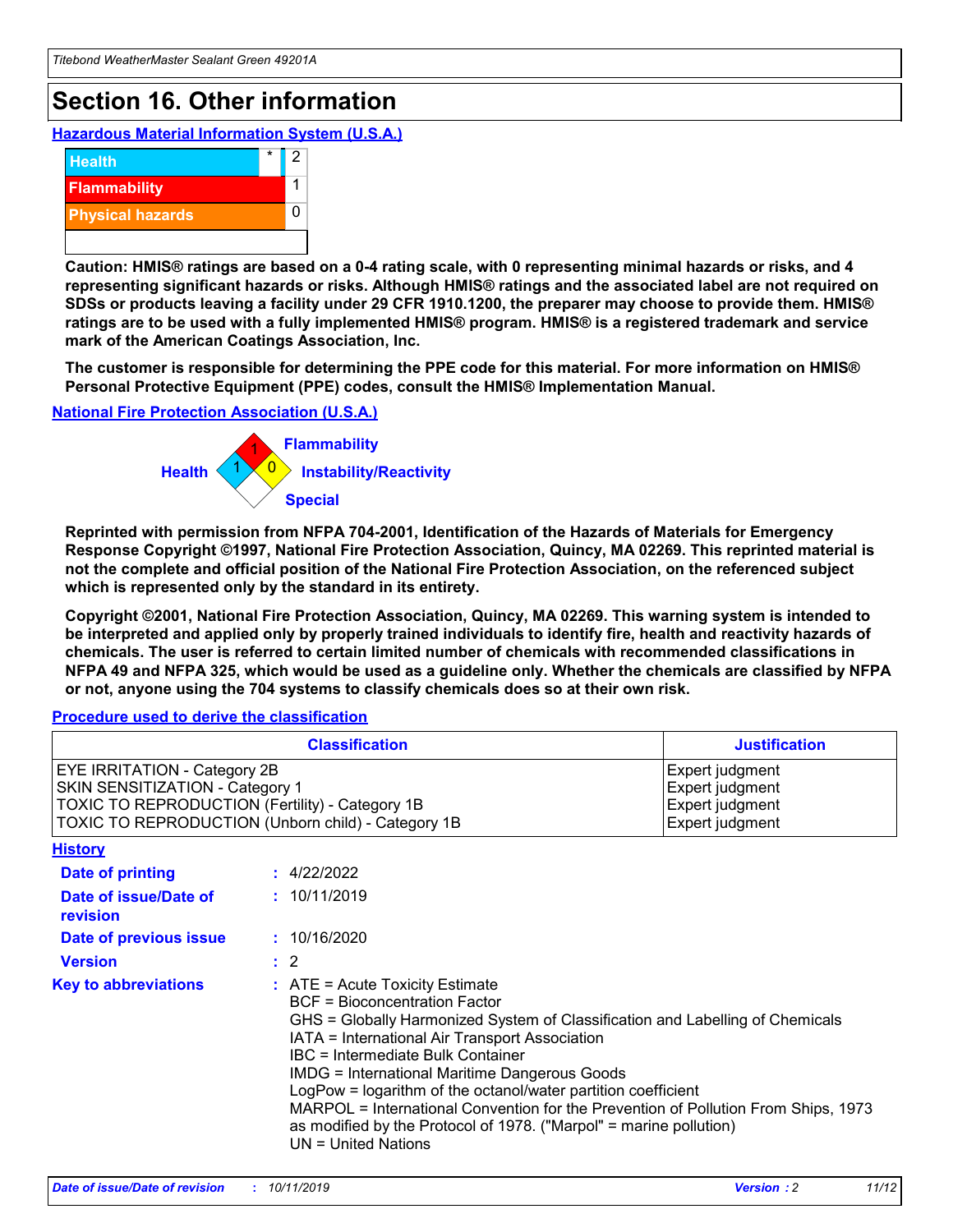## Section 16. Other information

### Hazardous Material Information System (U.S.A.)

| | | |
|---|---|---|
| Health | * | 2 |
| Flammability | | 1 |
| Physical hazards | | 0 |
| | | |

**Caution: HMIS® ratings are based on a 0-4 rating scale, with 0 representing minimal hazards or risks, and 4 representing significant hazards or risks. Although HMIS® ratings and the associated label are not required on SDSs or products leaving a facility under 29 CFR 1910.1200, the preparer may choose to provide them. HMIS® ratings are to be used with a fully implemented HMIS® program. HMIS® is a registered trademark and service mark of the American Coatings Association, Inc.**

**The customer is responsible for determining the PPE code for this material. For more information on HMIS® Personal Protective Equipment (PPE) codes, consult the HMIS® Implementation Manual.**

### National Fire Protection Association (U.S.A.)

Health: 1
Flammability: 1
Instability/Reactivity: 0
Special:

**Reprinted with permission from NFPA 704-2001, Identification of the Hazards of Materials for Emergency Response Copyright ©1997, National Fire Protection Association, Quincy, MA 02269. This reprinted material is not the complete and official position of the National Fire Protection Association, on the referenced subject which is represented only by the standard in its entirety.**

**Copyright ©2001, National Fire Protection Association, Quincy, MA 02269. This warning system is intended to be interpreted and applied only by properly trained individuals to identify fire, health and reactivity hazards of chemicals. The user is referred to certain limited number of chemicals with recommended classifications in NFPA 49 and NFPA 325, which would be used as a guideline only. Whether the chemicals are classified by NFPA or not, anyone using the 704 systems to classify chemicals does so at their own risk.**

### Procedure used to derive the classification

| Classification | Justification |
|---|---|
| EYE IRRITATION - Category 2B | Expert judgment |
| SKIN SENSITIZATION - Category 1 | Expert judgment |
| TOXIC TO REPRODUCTION (Fertility) - Category 1B | Expert judgment |
| TOXIC TO REPRODUCTION (Unborn child) - Category 1B | Expert judgment |

### History

**Date of printing** : 4/22/2022

**Date of issue/Date of revision** : 10/11/2019

**Date of previous issue** : 10/16/2020

**Version** : 2

**Key to abbreviations** : ATE = Acute Toxicity Estimate
BCF = Bioconcentration Factor
GHS = Globally Harmonized System of Classification and Labelling of Chemicals
IATA = International Air Transport Association
IBC = Intermediate Bulk Container
IMDG = International Maritime Dangerous Goods
LogPow = logarithm of the octanol/water partition coefficient
MARPOL = International Convention for the Prevention of Pollution From Ships, 1973 as modified by the Protocol of 1978. ("Marpol" = marine pollution)
UN = United Nations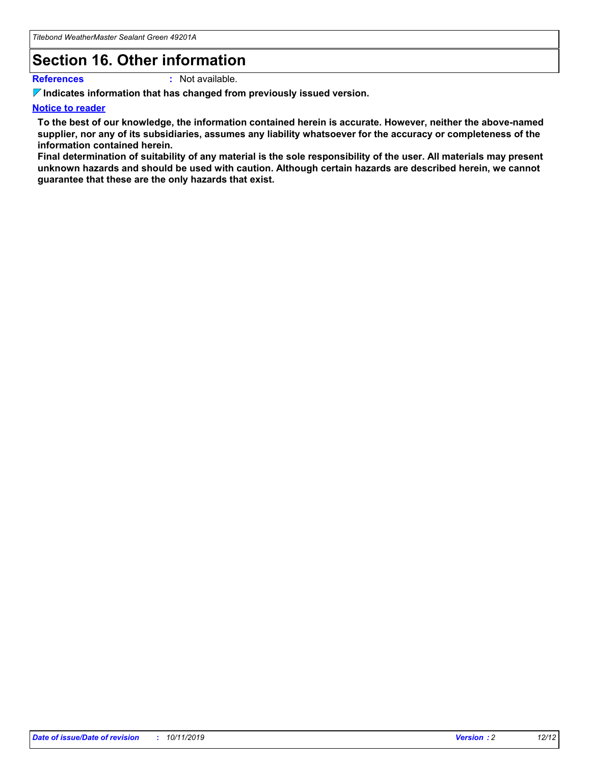# Section 16. Other information

**References** : Not available.

**Indicates information that has changed from previously issued version.**

**Notice to reader**

**To the best of our knowledge, the information contained herein is accurate. However, neither the above-named supplier, nor any of its subsidiaries, assumes any liability whatsoever for the accuracy or completeness of the information contained herein.**

**Final determination of suitability of any material is the sole responsibility of the user. All materials may present unknown hazards and should be used with caution. Although certain hazards are described herein, we cannot guarantee that these are the only hazards that exist.**